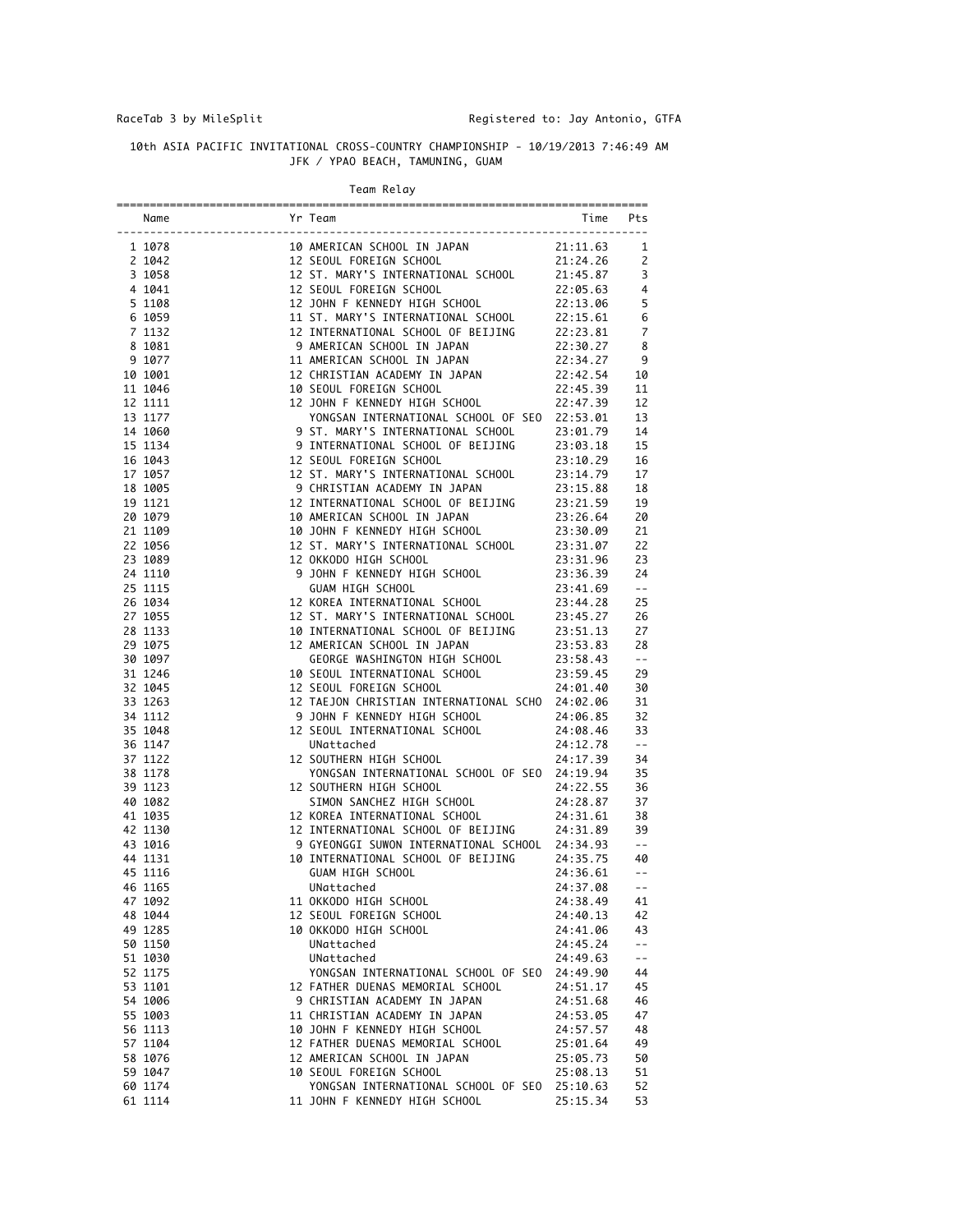RaceTab 3 by MileSplit Registered to: Jay Antonio, GTFA

## 10th ASIA PACIFIC INVITATIONAL CROSS-COUNTRY CHAMPIONSHIP - 10/19/2013 7:46:49 AM

### JFK / YPAO BEACH, TAMUNING, GUAM

#### Team Relay

| | Name | Yr | Team | Time | Pts |
|---|---|---|---|---|---|
| 1 | 1078 | 10 | AMERICAN SCHOOL IN JAPAN | 21:11.63 | 1 |
| 2 | 1042 | 12 | SEOUL FOREIGN SCHOOL | 21:24.26 | 2 |
| 3 | 1058 | 12 | ST. MARY'S INTERNATIONAL SCHOOL | 21:45.87 | 3 |
| 4 | 1041 | 12 | SEOUL FOREIGN SCHOOL | 22:05.63 | 4 |
| 5 | 1108 | 12 | JOHN F KENNEDY HIGH SCHOOL | 22:13.06 | 5 |
| 6 | 1059 | 11 | ST. MARY'S INTERNATIONAL SCHOOL | 22:15.61 | 6 |
| 7 | 1132 | 12 | INTERNATIONAL SCHOOL OF BEIJING | 22:23.81 | 7 |
| 8 | 1081 | 9 | AMERICAN SCHOOL IN JAPAN | 22:30.27 | 8 |
| 9 | 1077 | 11 | AMERICAN SCHOOL IN JAPAN | 22:34.27 | 9 |
| 10 | 1001 | 12 | CHRISTIAN ACADEMY IN JAPAN | 22:42.54 | 10 |
| 11 | 1046 | 10 | SEOUL FOREIGN SCHOOL | 22:45.39 | 11 |
| 12 | 1111 | 12 | JOHN F KENNEDY HIGH SCHOOL | 22:47.39 | 12 |
| 13 | 1177 | | YONGSAN INTERNATIONAL SCHOOL OF SEO | 22:53.01 | 13 |
| 14 | 1060 | 9 | ST. MARY'S INTERNATIONAL SCHOOL | 23:01.79 | 14 |
| 15 | 1134 | 9 | INTERNATIONAL SCHOOL OF BEIJING | 23:03.18 | 15 |
| 16 | 1043 | 12 | SEOUL FOREIGN SCHOOL | 23:10.29 | 16 |
| 17 | 1057 | 12 | ST. MARY'S INTERNATIONAL SCHOOL | 23:14.79 | 17 |
| 18 | 1005 | 9 | CHRISTIAN ACADEMY IN JAPAN | 23:15.88 | 18 |
| 19 | 1121 | 12 | INTERNATIONAL SCHOOL OF BEIJING | 23:21.59 | 19 |
| 20 | 1079 | 10 | AMERICAN SCHOOL IN JAPAN | 23:26.64 | 20 |
| 21 | 1109 | 10 | JOHN F KENNEDY HIGH SCHOOL | 23:30.09 | 21 |
| 22 | 1056 | 12 | ST. MARY'S INTERNATIONAL SCHOOL | 23:31.07 | 22 |
| 23 | 1089 | 12 | OKKODO HIGH SCHOOL | 23:31.96 | 23 |
| 24 | 1110 | 9 | JOHN F KENNEDY HIGH SCHOOL | 23:36.39 | 24 |
| 25 | 1115 | | GUAM HIGH SCHOOL | 23:41.69 | -- |
| 26 | 1034 | 12 | KOREA INTERNATIONAL SCHOOL | 23:44.28 | 25 |
| 27 | 1055 | 12 | ST. MARY'S INTERNATIONAL SCHOOL | 23:45.27 | 26 |
| 28 | 1133 | 10 | INTERNATIONAL SCHOOL OF BEIJING | 23:51.13 | 27 |
| 29 | 1075 | 12 | AMERICAN SCHOOL IN JAPAN | 23:53.83 | 28 |
| 30 | 1097 | | GEORGE WASHINGTON HIGH SCHOOL | 23:58.43 | -- |
| 31 | 1246 | 10 | SEOUL INTERNATIONAL SCHOOL | 23:59.45 | 29 |
| 32 | 1045 | 12 | SEOUL FOREIGN SCHOOL | 24:01.40 | 30 |
| 33 | 1263 | 12 | TAEJON CHRISTIAN INTERNATIONAL SCHO | 24:02.06 | 31 |
| 34 | 1112 | 9 | JOHN F KENNEDY HIGH SCHOOL | 24:06.85 | 32 |
| 35 | 1048 | 12 | SEOUL INTERNATIONAL SCHOOL | 24:08.46 | 33 |
| 36 | 1147 | | UNattached | 24:12.78 | -- |
| 37 | 1122 | 12 | SOUTHERN HIGH SCHOOL | 24:17.39 | 34 |
| 38 | 1178 | | YONGSAN INTERNATIONAL SCHOOL OF SEO | 24:19.94 | 35 |
| 39 | 1123 | 12 | SOUTHERN HIGH SCHOOL | 24:22.55 | 36 |
| 40 | 1082 | | SIMON SANCHEZ HIGH SCHOOL | 24:28.87 | 37 |
| 41 | 1035 | 12 | KOREA INTERNATIONAL SCHOOL | 24:31.61 | 38 |
| 42 | 1130 | 12 | INTERNATIONAL SCHOOL OF BEIJING | 24:31.89 | 39 |
| 43 | 1016 | 9 | GYEONGGI SUWON INTERNATIONAL SCHOOL | 24:34.93 | -- |
| 44 | 1131 | 10 | INTERNATIONAL SCHOOL OF BEIJING | 24:35.75 | 40 |
| 45 | 1116 | | GUAM HIGH SCHOOL | 24:36.61 | -- |
| 46 | 1165 | | UNattached | 24:37.08 | -- |
| 47 | 1092 | 11 | OKKODO HIGH SCHOOL | 24:38.49 | 41 |
| 48 | 1044 | 12 | SEOUL FOREIGN SCHOOL | 24:40.13 | 42 |
| 49 | 1285 | 10 | OKKODO HIGH SCHOOL | 24:41.06 | 43 |
| 50 | 1150 | | UNattached | 24:45.24 | -- |
| 51 | 1030 | | UNattached | 24:49.63 | -- |
| 52 | 1175 | | YONGSAN INTERNATIONAL SCHOOL OF SEO | 24:49.90 | 44 |
| 53 | 1101 | 12 | FATHER DUENAS MEMORIAL SCHOOL | 24:51.17 | 45 |
| 54 | 1006 | 9 | CHRISTIAN ACADEMY IN JAPAN | 24:51.68 | 46 |
| 55 | 1003 | 11 | CHRISTIAN ACADEMY IN JAPAN | 24:53.05 | 47 |
| 56 | 1113 | 10 | JOHN F KENNEDY HIGH SCHOOL | 24:57.57 | 48 |
| 57 | 1104 | 12 | FATHER DUENAS MEMORIAL SCHOOL | 25:01.64 | 49 |
| 58 | 1076 | 12 | AMERICAN SCHOOL IN JAPAN | 25:05.73 | 50 |
| 59 | 1047 | 10 | SEOUL FOREIGN SCHOOL | 25:08.13 | 51 |
| 60 | 1174 | | YONGSAN INTERNATIONAL SCHOOL OF SEO | 25:10.63 | 52 |
| 61 | 1114 | 11 | JOHN F KENNEDY HIGH SCHOOL | 25:15.34 | 53 |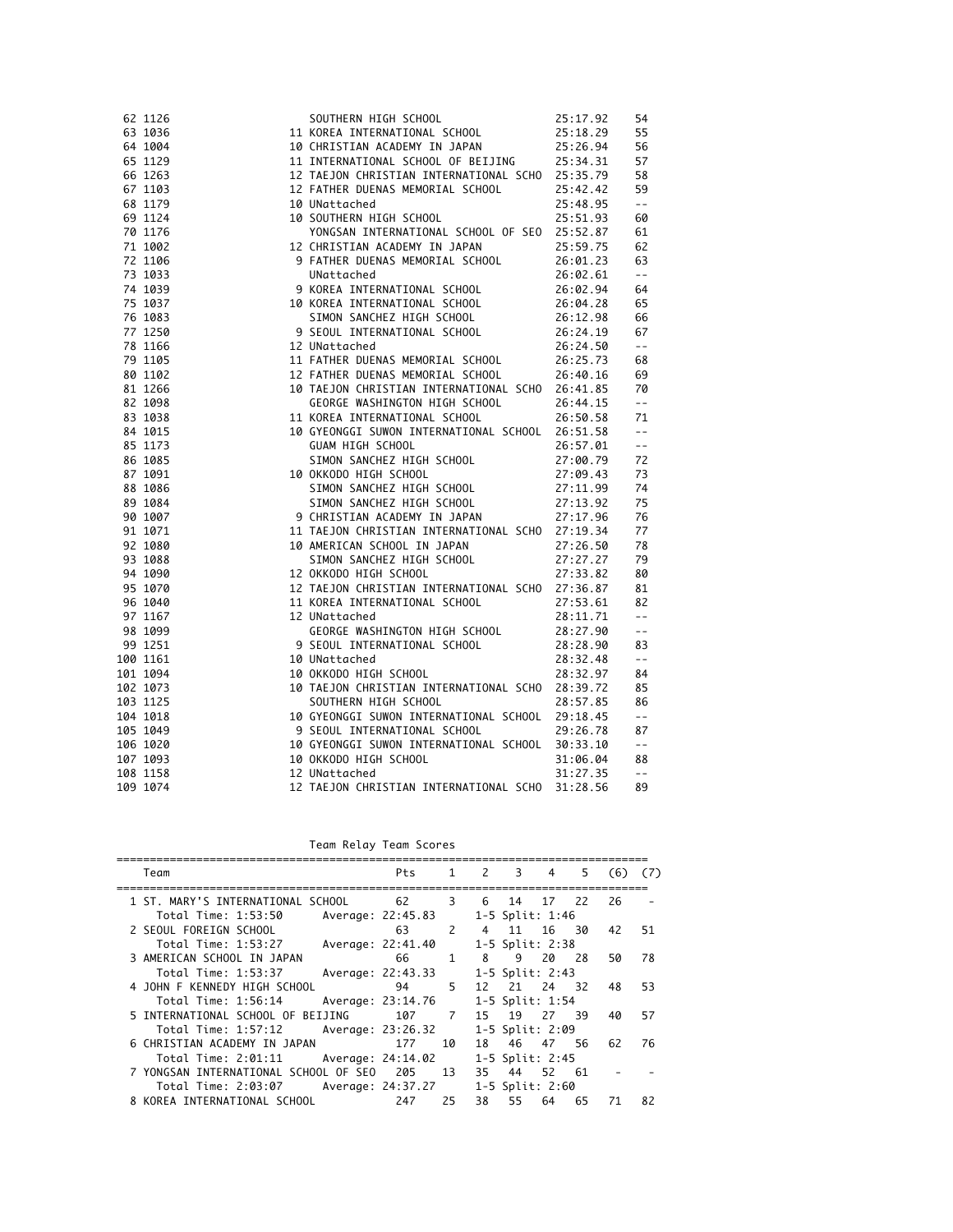| Place | Bib | Name | Yr | School | Time | Points |
|---|---|---|---|---|---|---|
| 62 | 1126 | | | SOUTHERN HIGH SCHOOL | 25:17.92 | 54 |
| 63 | 1036 | | 11 | KOREA INTERNATIONAL SCHOOL | 25:18.29 | 55 |
| 64 | 1004 | | 10 | CHRISTIAN ACADEMY IN JAPAN | 25:26.94 | 56 |
| 65 | 1129 | | 11 | INTERNATIONAL SCHOOL OF BEIJING | 25:34.31 | 57 |
| 66 | 1263 | | 12 | TAEJON CHRISTIAN INTERNATIONAL SCHO | 25:35.79 | 58 |
| 67 | 1103 | | 12 | FATHER DUENAS MEMORIAL SCHOOL | 25:42.42 | 59 |
| 68 | 1179 | | 10 | UNattached | 25:48.95 | -- |
| 69 | 1124 | | 10 | SOUTHERN HIGH SCHOOL | 25:51.93 | 60 |
| 70 | 1176 | | | YONGSAN INTERNATIONAL SCHOOL OF SEO | 25:52.87 | 61 |
| 71 | 1002 | | 12 | CHRISTIAN ACADEMY IN JAPAN | 25:59.75 | 62 |
| 72 | 1106 | | 9 | FATHER DUENAS MEMORIAL SCHOOL | 26:01.23 | 63 |
| 73 | 1033 | | | UNattached | 26:02.61 | -- |
| 74 | 1039 | | 9 | KOREA INTERNATIONAL SCHOOL | 26:02.94 | 64 |
| 75 | 1037 | | 10 | KOREA INTERNATIONAL SCHOOL | 26:04.28 | 65 |
| 76 | 1083 | | | SIMON SANCHEZ HIGH SCHOOL | 26:12.98 | 66 |
| 77 | 1250 | | 9 | SEOUL INTERNATIONAL SCHOOL | 26:24.19 | 67 |
| 78 | 1166 | | 12 | UNattached | 26:24.50 | -- |
| 79 | 1105 | | 11 | FATHER DUENAS MEMORIAL SCHOOL | 26:25.73 | 68 |
| 80 | 1102 | | 12 | FATHER DUENAS MEMORIAL SCHOOL | 26:40.16 | 69 |
| 81 | 1266 | | 10 | TAEJON CHRISTIAN INTERNATIONAL SCHO | 26:41.85 | 70 |
| 82 | 1098 | | | GEORGE WASHINGTON HIGH SCHOOL | 26:44.15 | -- |
| 83 | 1038 | | 11 | KOREA INTERNATIONAL SCHOOL | 26:50.58 | 71 |
| 84 | 1015 | | 10 | GYEONGGI SUWON INTERNATIONAL SCHOOL | 26:51.58 | -- |
| 85 | 1173 | | | GUAM HIGH SCHOOL | 26:57.01 | -- |
| 86 | 1085 | | | SIMON SANCHEZ HIGH SCHOOL | 27:00.79 | 72 |
| 87 | 1091 | | 10 | OKKODO HIGH SCHOOL | 27:09.43 | 73 |
| 88 | 1086 | | | SIMON SANCHEZ HIGH SCHOOL | 27:11.99 | 74 |
| 89 | 1084 | | | SIMON SANCHEZ HIGH SCHOOL | 27:13.92 | 75 |
| 90 | 1007 | | 9 | CHRISTIAN ACADEMY IN JAPAN | 27:17.96 | 76 |
| 91 | 1071 | | 11 | TAEJON CHRISTIAN INTERNATIONAL SCHO | 27:19.34 | 77 |
| 92 | 1080 | | 10 | AMERICAN SCHOOL IN JAPAN | 27:26.50 | 78 |
| 93 | 1088 | | | SIMON SANCHEZ HIGH SCHOOL | 27:27.27 | 79 |
| 94 | 1090 | | 12 | OKKODO HIGH SCHOOL | 27:33.82 | 80 |
| 95 | 1070 | | 12 | TAEJON CHRISTIAN INTERNATIONAL SCHO | 27:36.87 | 81 |
| 96 | 1040 | | 11 | KOREA INTERNATIONAL SCHOOL | 27:53.61 | 82 |
| 97 | 1167 | | 12 | UNattached | 28:11.71 | -- |
| 98 | 1099 | | | GEORGE WASHINGTON HIGH SCHOOL | 28:27.90 | -- |
| 99 | 1251 | | 9 | SEOUL INTERNATIONAL SCHOOL | 28:28.90 | 83 |
| 100 | 1161 | | 10 | UNattached | 28:32.48 | -- |
| 101 | 1094 | | 10 | OKKODO HIGH SCHOOL | 28:32.97 | 84 |
| 102 | 1073 | | 10 | TAEJON CHRISTIAN INTERNATIONAL SCHO | 28:39.72 | 85 |
| 103 | 1125 | | | SOUTHERN HIGH SCHOOL | 28:57.85 | 86 |
| 104 | 1018 | | 10 | GYEONGGI SUWON INTERNATIONAL SCHOOL | 29:18.45 | -- |
| 105 | 1049 | | 9 | SEOUL INTERNATIONAL SCHOOL | 29:26.78 | 87 |
| 106 | 1020 | | 10 | GYEONGGI SUWON INTERNATIONAL SCHOOL | 30:33.10 | -- |
| 107 | 1093 | | 10 | OKKODO HIGH SCHOOL | 31:06.04 | 88 |
| 108 | 1158 | | 12 | UNattached | 31:27.35 | -- |
| 109 | 1074 | | 12 | TAEJON CHRISTIAN INTERNATIONAL SCHO | 31:28.56 | 89 |

Team Relay Team Scores

| | Team | Pts | 1 | 2 | 3 | 4 | 5 | (6) | (7) |
|---|---|---|---|---|---|---|---|---|---|
| 1 | ST. MARY'S INTERNATIONAL SCHOOL | 62 | 3 | 6 | 14 | 17 | 22 | 26 | - |
| | Total Time: 1:53:50 Average: 22:45.83 1-5 Split: 1:46 | | | | | | | | |
| 2 | SEOUL FOREIGN SCHOOL | 63 | 2 | 4 | 11 | 16 | 30 | 42 | 51 |
| | Total Time: 1:53:27 Average: 22:41.40 1-5 Split: 2:38 | | | | | | | | |
| 3 | AMERICAN SCHOOL IN JAPAN | 66 | 1 | 8 | 9 | 20 | 28 | 50 | 78 |
| | Total Time: 1:53:37 Average: 22:43.33 1-5 Split: 2:43 | | | | | | | | |
| 4 | JOHN F KENNEDY HIGH SCHOOL | 94 | 5 | 12 | 21 | 24 | 32 | 48 | 53 |
| | Total Time: 1:56:14 Average: 23:14.76 1-5 Split: 1:54 | | | | | | | | |
| 5 | INTERNATIONAL SCHOOL OF BEIJING | 107 | 7 | 15 | 19 | 27 | 39 | 40 | 57 |
| | Total Time: 1:57:12 Average: 23:26.32 1-5 Split: 2:09 | | | | | | | | |
| 6 | CHRISTIAN ACADEMY IN JAPAN | 177 | 10 | 18 | 46 | 47 | 56 | 62 | 76 |
| | Total Time: 2:01:11 Average: 24:14.02 1-5 Split: 2:45 | | | | | | | | |
| 7 | YONGSAN INTERNATIONAL SCHOOL OF SEO | 205 | 13 | 35 | 44 | 52 | 61 | - | - |
| | Total Time: 2:03:07 Average: 24:37.27 1-5 Split: 2:60 | | | | | | | | |
| 8 | KOREA INTERNATIONAL SCHOOL | 247 | 25 | 38 | 55 | 64 | 65 | 71 | 82 |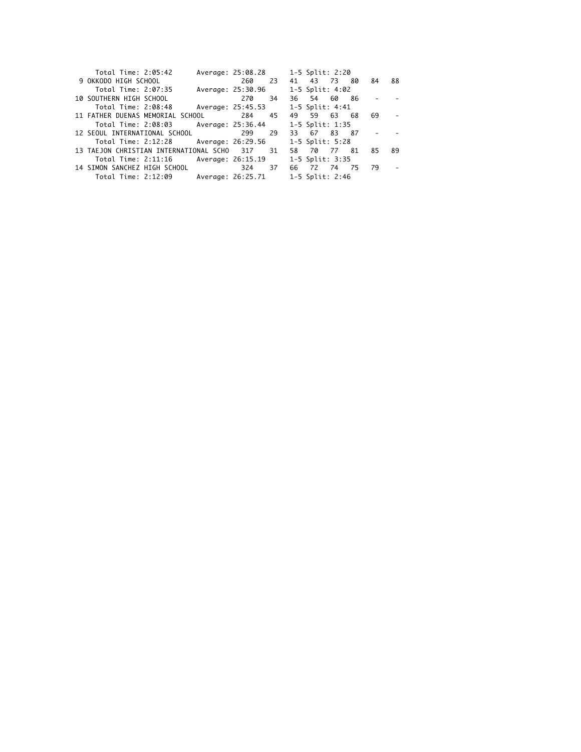```
     Total Time: 2:05:42      Average: 25:08.28      1-5 Split: 2:20
 9 OKKODO HIGH SCHOOL                  260    23   41   43   73   80   84   88
     Total Time: 2:07:35      Average: 25:30.96      1-5 Split: 4:02
10 SOUTHERN HIGH SCHOOL                270    34   36   54   60   86    -    -
     Total Time: 2:08:48      Average: 25:45.53      1-5 Split: 4:41
11 FATHER DUENAS MEMORIAL SCHOOL       284    45   49   59   63   68   69    -
     Total Time: 2:08:03      Average: 25:36.44      1-5 Split: 1:35
12 SEOUL INTERNATIONAL SCHOOL          299    29   33   67   83   87    -    -
     Total Time: 2:12:28      Average: 26:29.56      1-5 Split: 5:28
13 TAEJON CHRISTIAN INTERNATIONAL SCHO 317    31   58   70   77   81   85   89
     Total Time: 2:11:16      Average: 26:15.19      1-5 Split: 3:35
14 SIMON SANCHEZ HIGH SCHOOL           324    37   66   72   74   75   79    -
     Total Time: 2:12:09      Average: 26:25.71      1-5 Split: 2:46
```